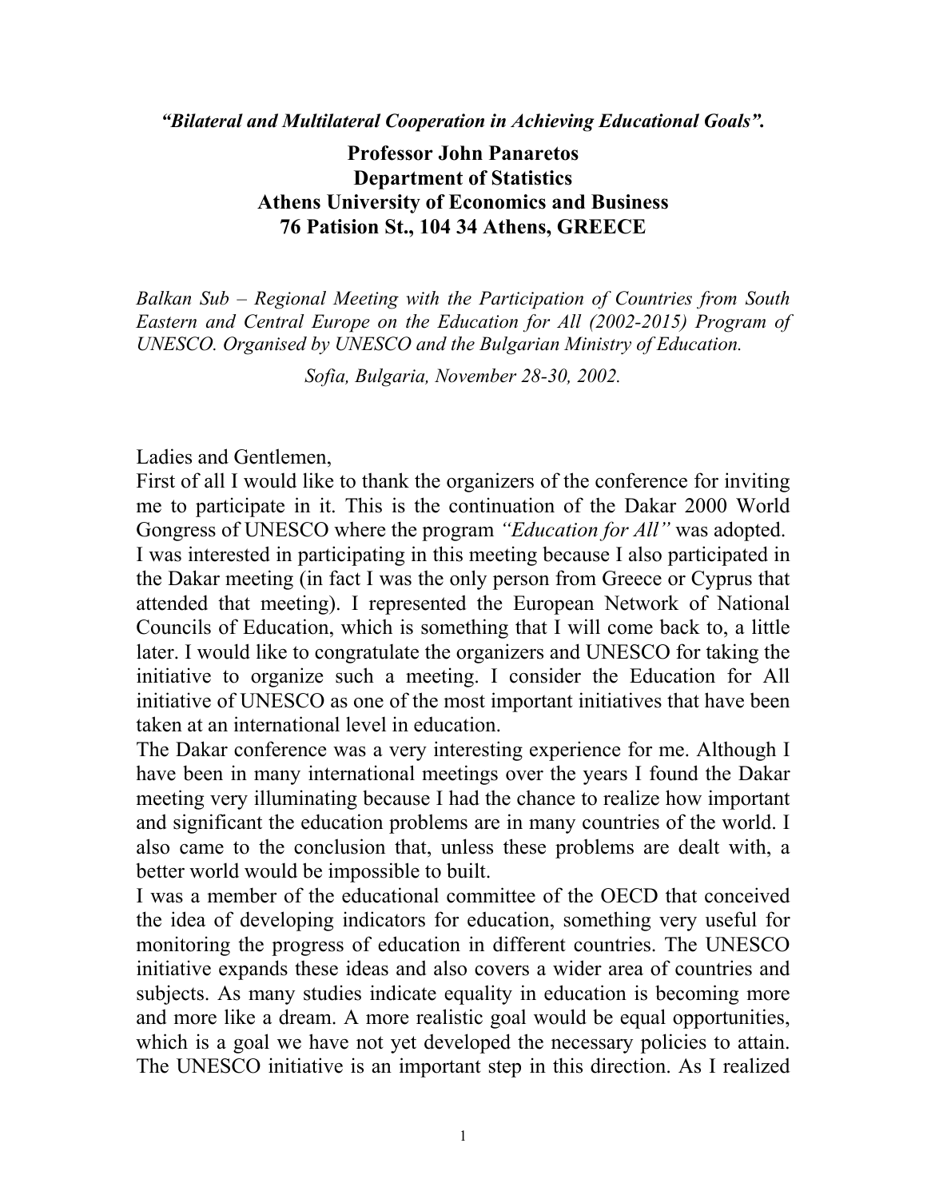*"Bilateral and Multilateral Cooperation in Achieving Educational Goals".*

**Professor John Panaretos**
**Department of Statistics**
**Athens University of Economics and Business**
**76 Patision St., 104 34 Athens, GREECE**

*Balkan Sub – Regional Meeting with the Participation of Countries from South Eastern and Central Europe on the Education for All (2002-2015) Program of UNESCO. Organised by UNESCO and the Bulgarian Ministry of Education.*

*Sofia, Bulgaria, November 28-30, 2002.*

Ladies and Gentlemen,

First of all I would like to thank the organizers of the conference for inviting me to participate in it. This is the continuation of the Dakar 2000 World Gongress of UNESCO where the program *"Education for All"* was adopted. I was interested in participating in this meeting because I also participated in the Dakar meeting (in fact I was the only person from Greece or Cyprus that attended that meeting). I represented the European Network of National Councils of Education, which is something that I will come back to, a little later. I would like to congratulate the organizers and UNESCO for taking the initiative to organize such a meeting. I consider the Education for All initiative of UNESCO as one of the most important initiatives that have been taken at an international level in education.

The Dakar conference was a very interesting experience for me. Although I have been in many international meetings over the years I found the Dakar meeting very illuminating because I had the chance to realize how important and significant the education problems are in many countries of the world. I also came to the conclusion that, unless these problems are dealt with, a better world would be impossible to built.

I was a member of the educational committee of the OECD that conceived the idea of developing indicators for education, something very useful for monitoring the progress of education in different countries. The UNESCO initiative expands these ideas and also covers a wider area of countries and subjects. As many studies indicate equality in education is becoming more and more like a dream. A more realistic goal would be equal opportunities, which is a goal we have not yet developed the necessary policies to attain. The UNESCO initiative is an important step in this direction. As I realized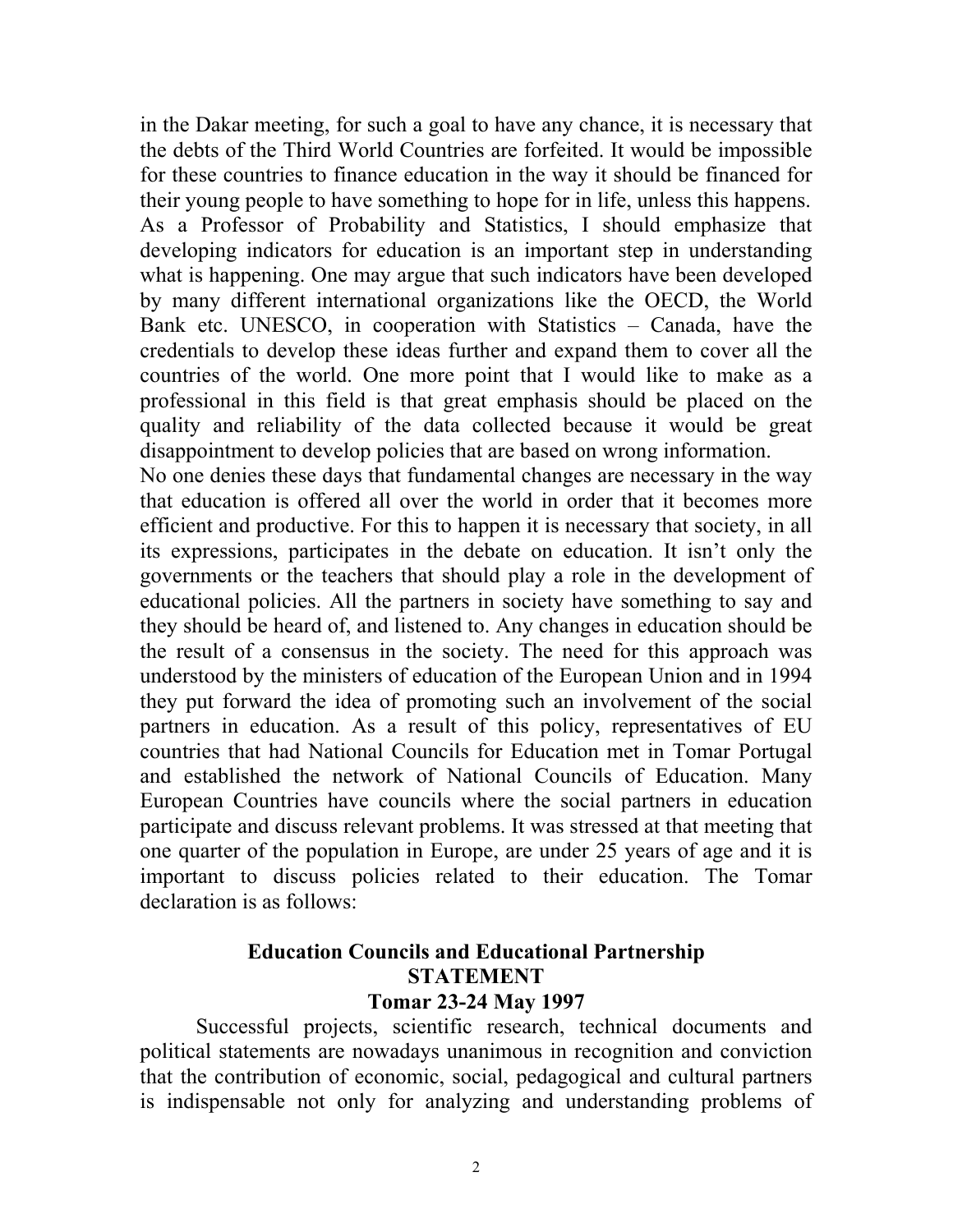in the Dakar meeting, for such a goal to have any chance, it is necessary that the debts of the Third World Countries are forfeited. It would be impossible for these countries to finance education in the way it should be financed for their young people to have something to hope for in life, unless this happens. As a Professor of Probability and Statistics, I should emphasize that developing indicators for education is an important step in understanding what is happening. One may argue that such indicators have been developed by many different international organizations like the OECD, the World Bank etc. UNESCO, in cooperation with Statistics – Canada, have the credentials to develop these ideas further and expand them to cover all the countries of the world. One more point that I would like to make as a professional in this field is that great emphasis should be placed on the quality and reliability of the data collected because it would be great disappointment to develop policies that are based on wrong information.

No one denies these days that fundamental changes are necessary in the way that education is offered all over the world in order that it becomes more efficient and productive. For this to happen it is necessary that society, in all its expressions, participates in the debate on education. It isn't only the governments or the teachers that should play a role in the development of educational policies. All the partners in society have something to say and they should be heard of, and listened to. Any changes in education should be the result of a consensus in the society. The need for this approach was understood by the ministers of education of the European Union and in 1994 they put forward the idea of promoting such an involvement of the social partners in education. As a result of this policy, representatives of EU countries that had National Councils for Education met in Tomar Portugal and established the network of National Councils of Education. Many European Countries have councils where the social partners in education participate and discuss relevant problems. It was stressed at that meeting that one quarter of the population in Europe, are under 25 years of age and it is important to discuss policies related to their education. The Tomar declaration is as follows:

## Education Councils and Educational Partnership
## STATEMENT
## Tomar 23-24 May 1997

Successful projects, scientific research, technical documents and political statements are nowadays unanimous in recognition and conviction that the contribution of economic, social, pedagogical and cultural partners is indispensable not only for analyzing and understanding problems of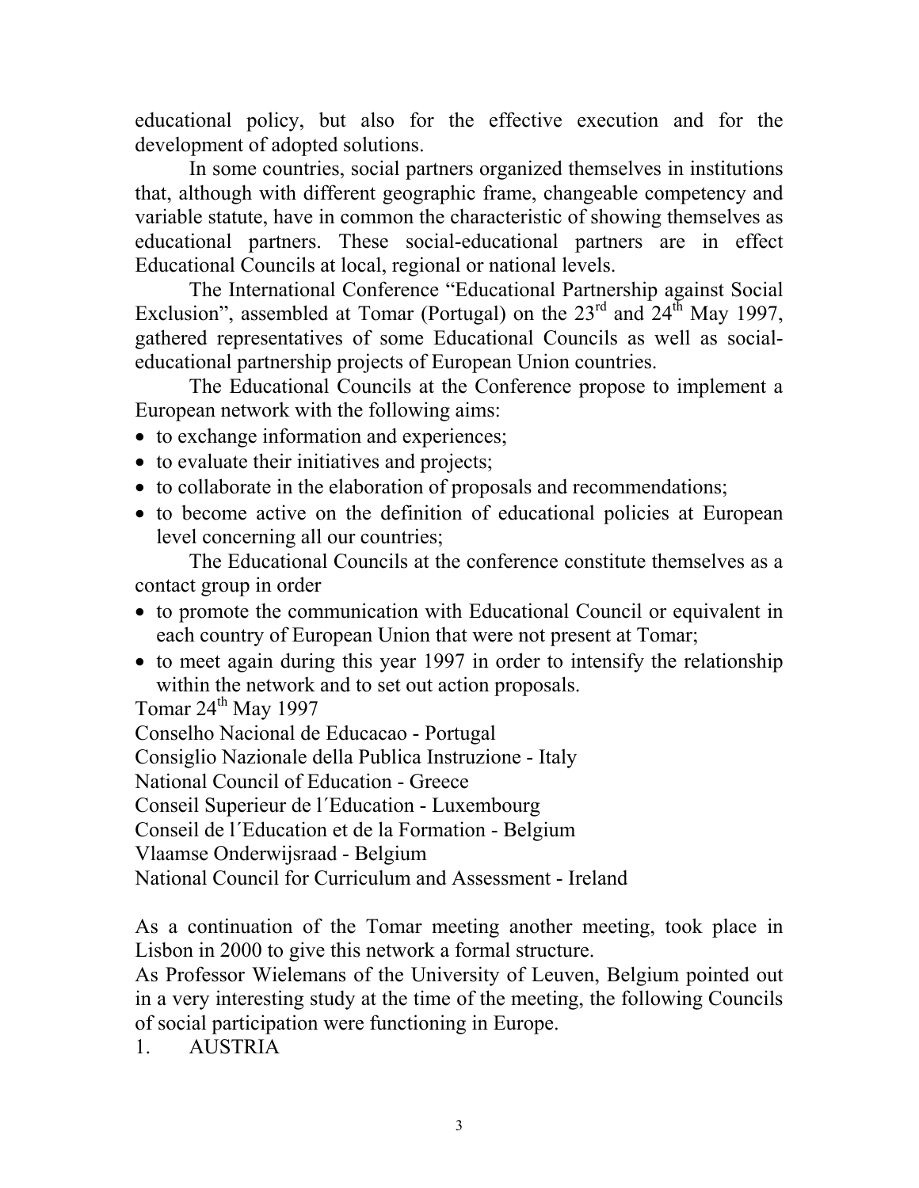educational policy, but also for the effective execution and for the development of adopted solutions.

In some countries, social partners organized themselves in institutions that, although with different geographic frame, changeable competency and variable statute, have in common the characteristic of showing themselves as educational partners. These social-educational partners are in effect Educational Councils at local, regional or national levels.

The International Conference "Educational Partnership against Social Exclusion", assembled at Tomar (Portugal) on the 23rd and 24th May 1997, gathered representatives of some Educational Councils as well as social-educational partnership projects of European Union countries.

The Educational Councils at the Conference propose to implement a European network with the following aims:

- to exchange information and experiences;
- to evaluate their initiatives and projects;
- to collaborate in the elaboration of proposals and recommendations;
- to become active on the definition of educational policies at European level concerning all our countries;

The Educational Councils at the conference constitute themselves as a contact group in order

- to promote the communication with Educational Council or equivalent in each country of European Union that were not present at Tomar;
- to meet again during this year 1997 in order to intensify the relationship within the network and to set out action proposals.

Tomar 24th May 1997

Conselho Nacional de Educacao - Portugal

Consiglio Nazionale della Publica Instruzione - Italy

National Council of Education - Greece

Conseil Superieur de l´Education - Luxembourg

Conseil de l´Education et de la Formation - Belgium

Vlaamse Onderwijsraad - Belgium

National Council for Curriculum and Assessment - Ireland

As a continuation of the Tomar meeting another meeting, took place in Lisbon in 2000 to give this network a formal structure.

As Professor Wielemans of the University of Leuven, Belgium pointed out in a very interesting study at the time of the meeting, the following Councils of social participation were functioning in Europe.

1. AUSTRIA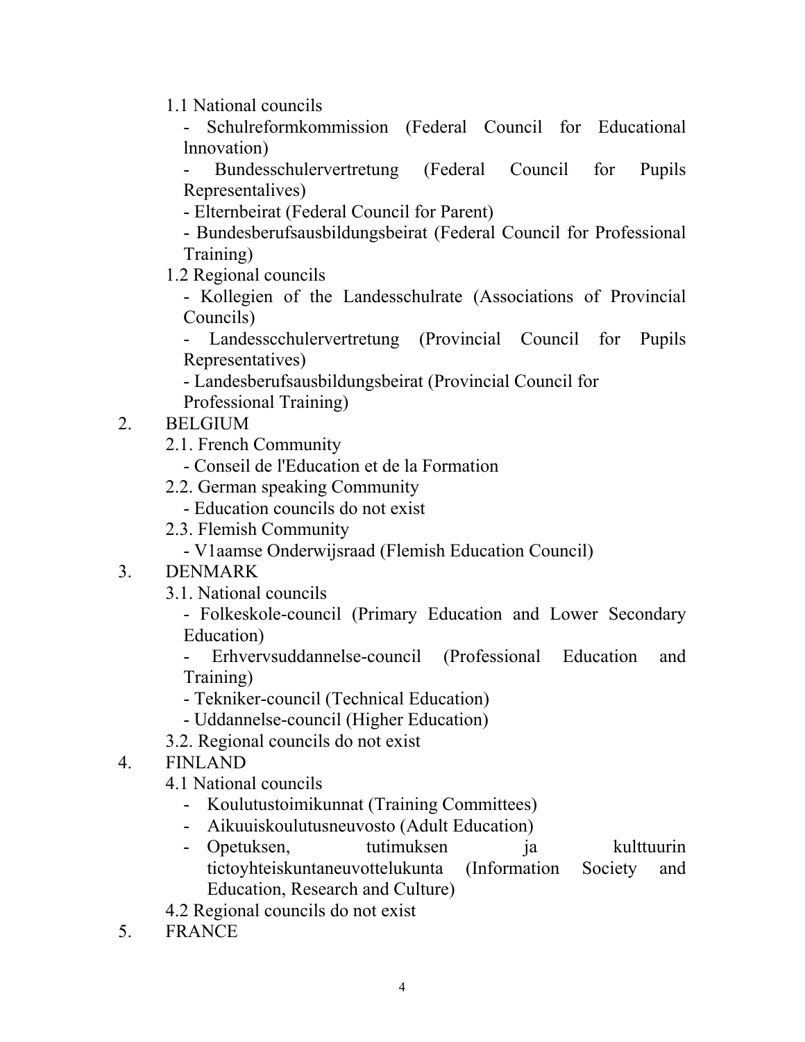1.1 National councils

- Schulreformkommission (Federal Council for Educational lnnovation)
- Bundesschulervertretung (Federal Council for Pupils Representalives)
- Elternbeirat (Federal Council for Parent)
- Bundesberufsausbildungsbeirat (Federal Council for Professional Training)

1.2 Regional councils

- Kollegien of the Landesschulrate (Associations of Provincial Councils)
- Landesscchulervertretung (Provincial Council for Pupils Representatives)
- Landesberufsausbildungsbeirat (Provincial Council for Professional Training)

2. BELGIUM

2.1. French Community

- Conseil de l'Education et de la Formation

2.2. German speaking Community

- Education councils do not exist

2.3. Flemish Community

- V1aamse Onderwijsraad (Flemish Education Council)

3. DENMARK

3.1. National councils

- Folkeskole-council (Primary Education and Lower Secondary Education)
- Erhvervsuddannelse-council (Professional Education and Training)
- Tekniker-council (Technical Education)
- Uddannelse-council (Higher Education)

3.2. Regional councils do not exist

4. FINLAND

4.1 National councils

- Koulutustoimikunnat (Training Committees)
- Aikuuiskoulutusneuvosto (Adult Education)
- Opetuksen, tutimuksen ja kulttuurin tictoyhteiskuntaneuvottelukunta (Information Society and Education, Research and Culture)

4.2 Regional councils do not exist

5. FRANCE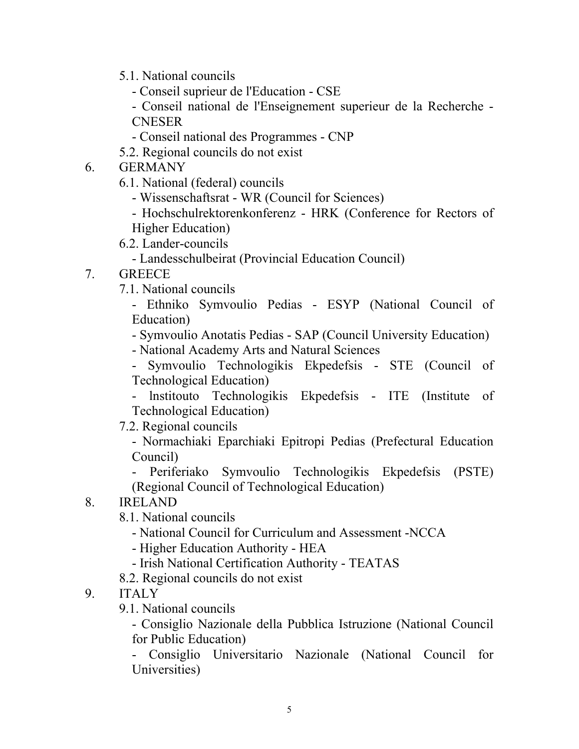5.1. National councils

- Conseil suprieur de l'Education - CSE
- Conseil national de l'Enseignement superieur de la Recherche - CNESER
- Conseil national des Programmes - CNP

5.2. Regional councils do not exist

6. GERMANY

6.1. National (federal) councils

- Wissenschaftsrat - WR (Council for Sciences)
- Hochschulrektorenkonferenz - HRK (Conference for Rectors of Higher Education)

6.2. Lander-councils

- Landesschulbeirat (Provincial Education Council)

7. GREECE

7.1. National councils

- Ethniko Symvoulio Pedias - ESYP (National Council of Education)
- Symvoulio Anotatis Pedias - SAP (Council University Education)
- National Academy Arts and Natural Sciences
- Symvoulio Technologikis Ekpedefsis - STE (Council of Technological Education)
- lnstitouto Technologikis Ekpedefsis - ITE (Institute of Technological Education)

7.2. Regional councils

- Normachiaki Eparchiaki Epitropi Pedias (Prefectural Education Council)
- Periferiako Symvoulio Technologikis Ekpedefsis (PSTE) (Regional Council of Technological Education)

8. IRELAND

8.1. National councils

- National Council for Curriculum and Assessment -NCCA
- Higher Education Authority - HEA
- Irish National Certification Authority - TEATAS

8.2. Regional councils do not exist

9. ITALY

9.1. National councils

- Consiglio Nazionale della Pubblica Istruzione (National Council for Public Education)
- Consiglio Universitario Nazionale (National Council for Universities)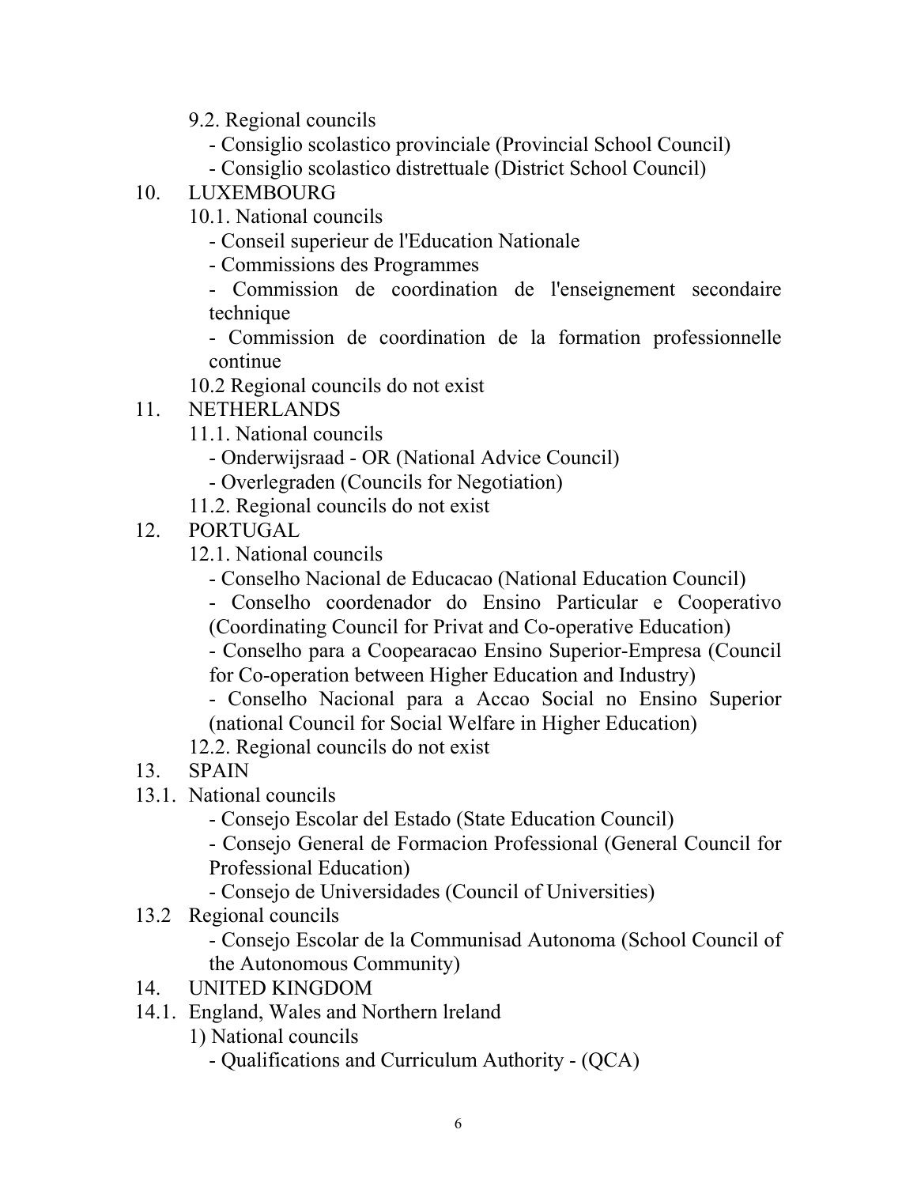9.2. Regional councils

- Consiglio scolastico provinciale (Provincial School Council)
- Consiglio scolastico distrettuale (District School Council)

10. LUXEMBOURG

10.1. National councils

- Conseil superieur de l'Education Nationale
- Commissions des Programmes
- Commission de coordination de l'enseignement secondaire technique
- Commission de coordination de la formation professionnelle continue

10.2 Regional councils do not exist

11. NETHERLANDS

11.1. National councils

- Onderwijsraad - OR (National Advice Council)
- Overlegraden (Councils for Negotiation)

11.2. Regional councils do not exist

12. PORTUGAL

12.1. National councils

- Conselho Nacional de Educacao (National Education Council)
- Conselho coordenador do Ensino Particular e Cooperativo (Coordinating Council for Privat and Co-operative Education)
- Conselho para a Coopearacao Ensino Superior-Empresa (Council for Co-operation between Higher Education and Industry)
- Conselho Nacional para a Accao Social no Ensino Superior (national Council for Social Welfare in Higher Education)

12.2. Regional councils do not exist

13. SPAIN

13.1. National councils

- Consejo Escolar del Estado (State Education Council)
- Consejo General de Formacion Professional (General Council for Professional Education)
- Consejo de Universidades (Council of Universities)

13.2 Regional councils

- Consejo Escolar de la Communisad Autonoma (School Council of the Autonomous Community)

14. UNITED KINGDOM

14.1. England, Wales and Northern lreland

1) National councils

- Qualifications and Curriculum Authority - (QCA)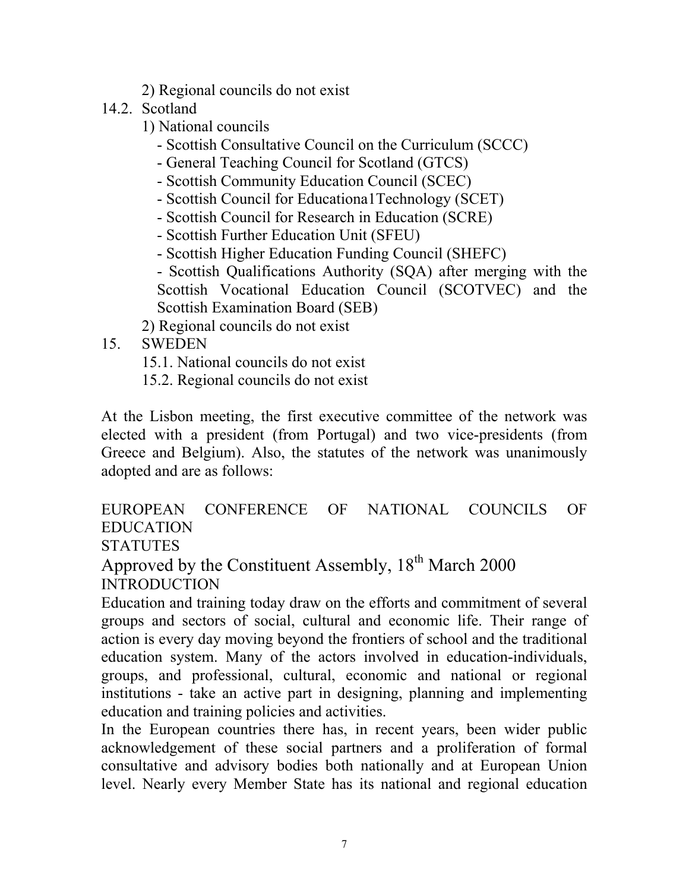2) Regional councils do not exist

14.2. Scotland

1) National councils

- Scottish Consultative Council on the Curriculum (SCCC)
- General Teaching Council for Scotland (GTCS)
- Scottish Community Education Council (SCEC)
- Scottish Council for Educationa1Technology (SCET)
- Scottish Council for Research in Education (SCRE)
- Scottish Further Education Unit (SFEU)
- Scottish Higher Education Funding Council (SHEFC)
- Scottish Qualifications Authority (SQA) after merging with the Scottish Vocational Education Council (SCOTVEC) and the Scottish Examination Board (SEB)

2) Regional councils do not exist

15. SWEDEN

15.1. National councils do not exist

15.2. Regional councils do not exist

At the Lisbon meeting, the first executive committee of the network was elected with a president (from Portugal) and two vice-presidents (from Greece and Belgium). Also, the statutes of the network was unanimously adopted and are as follows:

EUROPEAN CONFERENCE OF NATIONAL COUNCILS OF EDUCATION

STATUTES

## Approved by the Constituent Assembly, 18th March 2000

INTRODUCTION

Education and training today draw on the efforts and commitment of several groups and sectors of social, cultural and economic life. Their range of action is every day moving beyond the frontiers of school and the traditional education system. Many of the actors involved in education-individuals, groups, and professional, cultural, economic and national or regional institutions - take an active part in designing, planning and implementing education and training policies and activities.

In the European countries there has, in recent years, been wider public acknowledgement of these social partners and a proliferation of formal consultative and advisory bodies both nationally and at European Union level. Nearly every Member State has its national and regional education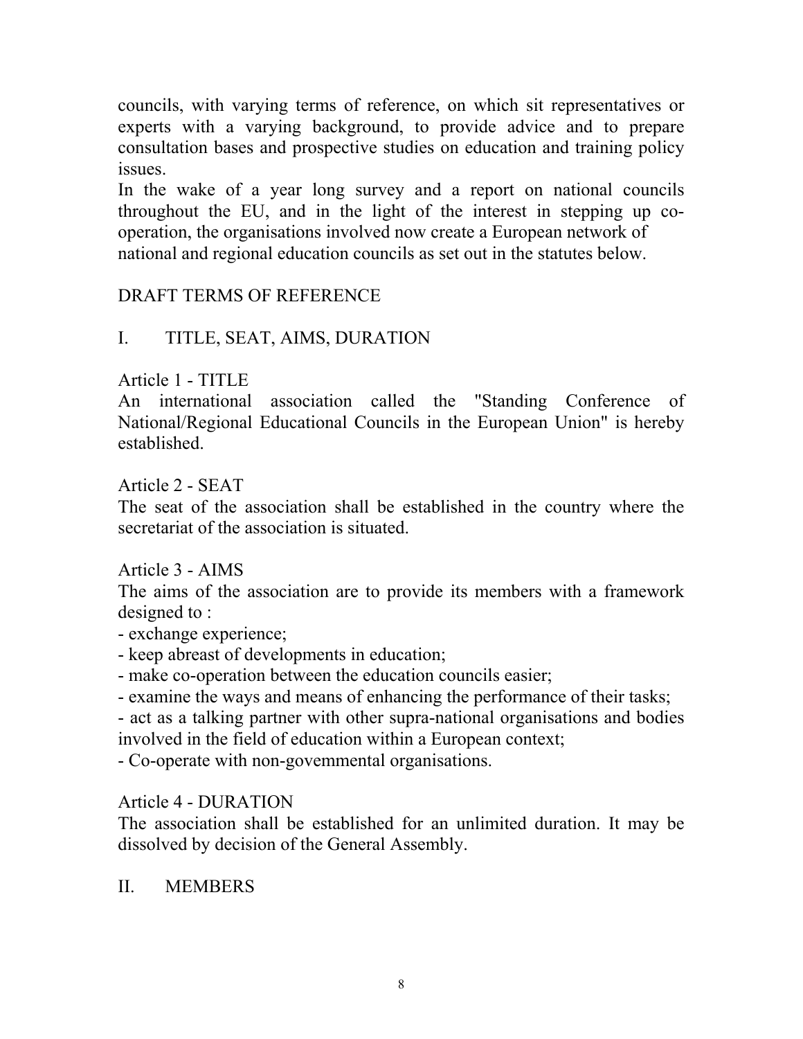councils, with varying terms of reference, on which sit representatives or experts with a varying background, to provide advice and to prepare consultation bases and prospective studies on education and training policy issues.

In the wake of a year long survey and a report on national councils throughout the EU, and in the light of the interest in stepping up co-operation, the organisations involved now create a European network of national and regional education councils as set out in the statutes below.

## DRAFT TERMS OF REFERENCE

### I. TITLE, SEAT, AIMS, DURATION

#### Article 1 - TITLE

An international association called the "Standing Conference of National/Regional Educational Councils in the European Union" is hereby established.

#### Article 2 - SEAT

The seat of the association shall be established in the country where the secretariat of the association is situated.

#### Article 3 - AIMS

The aims of the association are to provide its members with a framework designed to :

- exchange experience;
- keep abreast of developments in education;
- make co-operation between the education councils easier;
- examine the ways and means of enhancing the performance of their tasks;
- act as a talking partner with other supra-national organisations and bodies involved in the field of education within a European context;
- Co-operate with non-govemmental organisations.

#### Article 4 - DURATION

The association shall be established for an unlimited duration. It may be dissolved by decision of the General Assembly.

### II. MEMBERS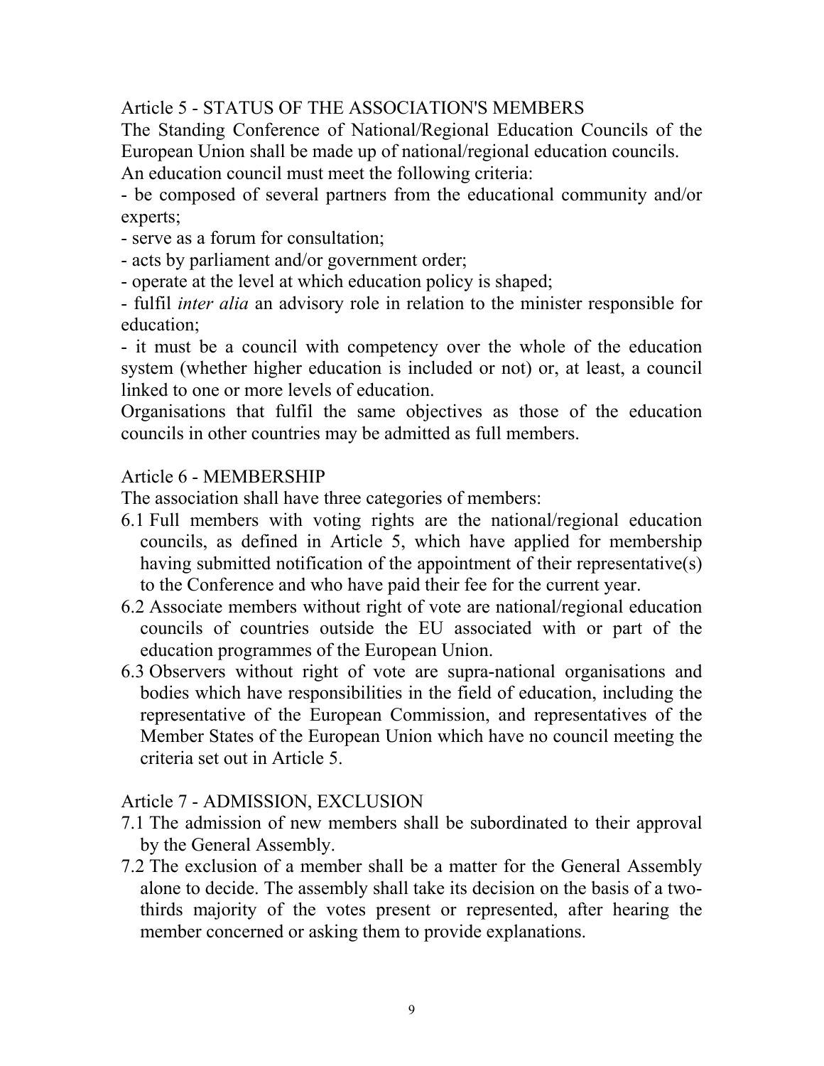## Article 5 - STATUS OF THE ASSOCIATION'S MEMBERS

The Standing Conference of National/Regional Education Councils of the European Union shall be made up of national/regional education councils.

An education council must meet the following criteria:

- be composed of several partners from the educational community and/or experts;
- serve as a forum for consultation;
- acts by parliament and/or government order;
- operate at the level at which education policy is shaped;
- fulfil *inter alia* an advisory role in relation to the minister responsible for education;
- it must be a council with competency over the whole of the education system (whether higher education is included or not) or, at least, a council linked to one or more levels of education.

Organisations that fulfil the same objectives as those of the education councils in other countries may be admitted as full members.

## Article 6 - MEMBERSHIP

The association shall have three categories of members:

6.1 Full members with voting rights are the national/regional education councils, as defined in Article 5, which have applied for membership having submitted notification of the appointment of their representative(s) to the Conference and who have paid their fee for the current year.

6.2 Associate members without right of vote are national/regional education councils of countries outside the EU associated with or part of the education programmes of the European Union.

6.3 Observers without right of vote are supra-national organisations and bodies which have responsibilities in the field of education, including the representative of the European Commission, and representatives of the Member States of the European Union which have no council meeting the criteria set out in Article 5.

## Article 7 - ADMISSION, EXCLUSION

7.1 The admission of new members shall be subordinated to their approval by the General Assembly.

7.2 The exclusion of a member shall be a matter for the General Assembly alone to decide. The assembly shall take its decision on the basis of a two-thirds majority of the votes present or represented, after hearing the member concerned or asking them to provide explanations.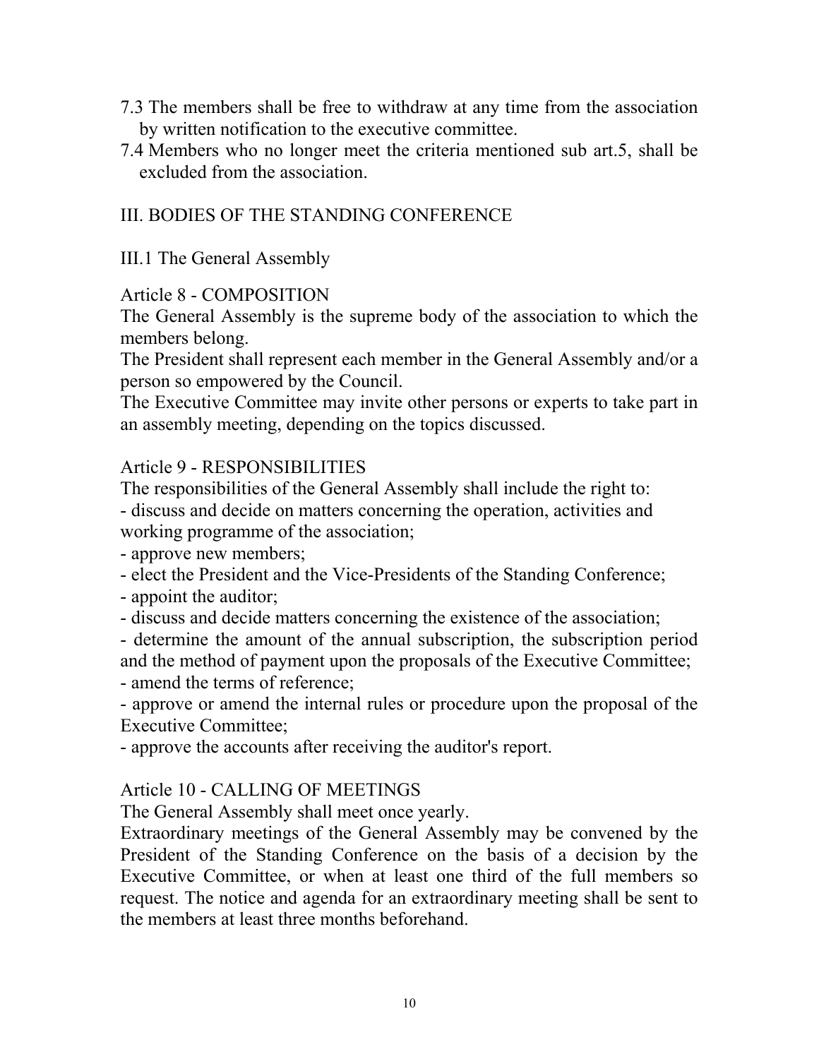7.3 The members shall be free to withdraw at any time from the association by written notification to the executive committee.

7.4 Members who no longer meet the criteria mentioned sub art.5, shall be excluded from the association.

## III. BODIES OF THE STANDING CONFERENCE

### III.1 The General Assembly

#### Article 8 - COMPOSITION

The General Assembly is the supreme body of the association to which the members belong.

The President shall represent each member in the General Assembly and/or a person so empowered by the Council.

The Executive Committee may invite other persons or experts to take part in an assembly meeting, depending on the topics discussed.

#### Article 9 - RESPONSIBILITIES

The responsibilities of the General Assembly shall include the right to:

- discuss and decide on matters concerning the operation, activities and working programme of the association;
- approve new members;
- elect the President and the Vice-Presidents of the Standing Conference;
- appoint the auditor;
- discuss and decide matters concerning the existence of the association;
- determine the amount of the annual subscription, the subscription period and the method of payment upon the proposals of the Executive Committee;
- amend the terms of reference;
- approve or amend the internal rules or procedure upon the proposal of the Executive Committee;
- approve the accounts after receiving the auditor's report.

#### Article 10 - CALLING OF MEETINGS

The General Assembly shall meet once yearly.

Extraordinary meetings of the General Assembly may be convened by the President of the Standing Conference on the basis of a decision by the Executive Committee, or when at least one third of the full members so request. The notice and agenda for an extraordinary meeting shall be sent to the members at least three months beforehand.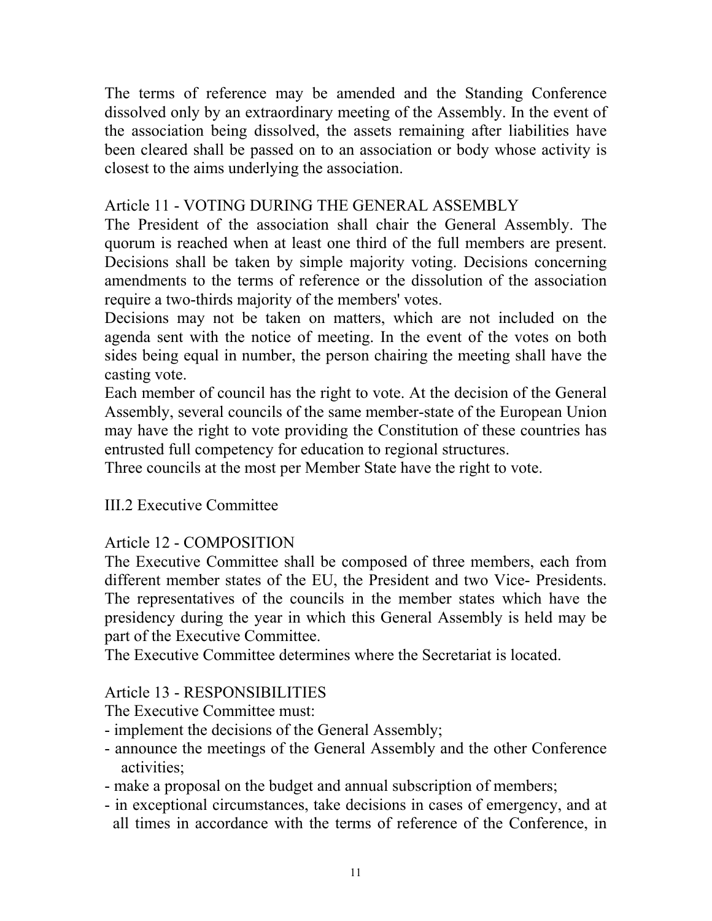The terms of reference may be amended and the Standing Conference dissolved only by an extraordinary meeting of the Assembly. In the event of the association being dissolved, the assets remaining after liabilities have been cleared shall be passed on to an association or body whose activity is closest to the aims underlying the association.

### Article 11 - VOTING DURING THE GENERAL ASSEMBLY

The President of the association shall chair the General Assembly. The quorum is reached when at least one third of the full members are present. Decisions shall be taken by simple majority voting. Decisions concerning amendments to the terms of reference or the dissolution of the association require a two-thirds majority of the members' votes.

Decisions may not be taken on matters, which are not included on the agenda sent with the notice of meeting. In the event of the votes on both sides being equal in number, the person chairing the meeting shall have the casting vote.

Each member of council has the right to vote. At the decision of the General Assembly, several councils of the same member-state of the European Union may have the right to vote providing the Constitution of these countries has entrusted full competency for education to regional structures.

Three councils at the most per Member State have the right to vote.

## III.2 Executive Committee

### Article 12 - COMPOSITION

The Executive Committee shall be composed of three members, each from different member states of the EU, the President and two Vice- Presidents. The representatives of the councils in the member states which have the presidency during the year in which this General Assembly is held may be part of the Executive Committee.

The Executive Committee determines where the Secretariat is located.

### Article 13 - RESPONSIBILITIES

The Executive Committee must:

- implement the decisions of the General Assembly;
- announce the meetings of the General Assembly and the other Conference activities;
- make a proposal on the budget and annual subscription of members;
- in exceptional circumstances, take decisions in cases of emergency, and at all times in accordance with the terms of reference of the Conference, in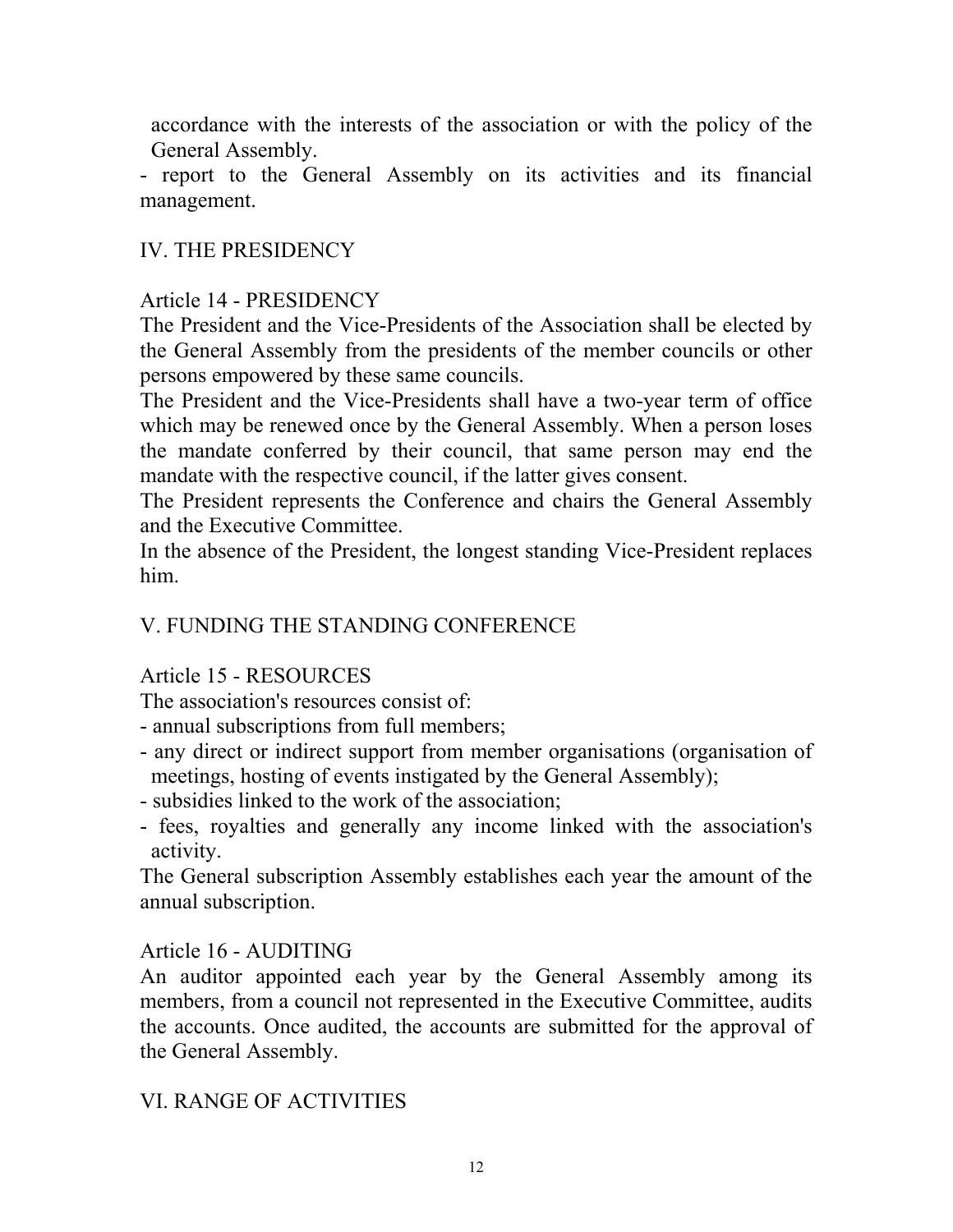accordance with the interests of the association or with the policy of the General Assembly.

- report to the General Assembly on its activities and its financial management.

## IV. THE PRESIDENCY

### Article 14 - PRESIDENCY

The President and the Vice-Presidents of the Association shall be elected by the General Assembly from the presidents of the member councils or other persons empowered by these same councils.

The President and the Vice-Presidents shall have a two-year term of office which may be renewed once by the General Assembly. When a person loses the mandate conferred by their council, that same person may end the mandate with the respective council, if the latter gives consent.

The President represents the Conference and chairs the General Assembly and the Executive Committee.

In the absence of the President, the longest standing Vice-President replaces him.

## V. FUNDING THE STANDING CONFERENCE

### Article 15 - RESOURCES

The association's resources consist of:

- annual subscriptions from full members;
- any direct or indirect support from member organisations (organisation of meetings, hosting of events instigated by the General Assembly);
- subsidies linked to the work of the association;
- fees, royalties and generally any income linked with the association's activity.

The General subscription Assembly establishes each year the amount of the annual subscription.

### Article 16 - AUDITING

An auditor appointed each year by the General Assembly among its members, from a council not represented in the Executive Committee, audits the accounts. Once audited, the accounts are submitted for the approval of the General Assembly.

## VI. RANGE OF ACTIVITIES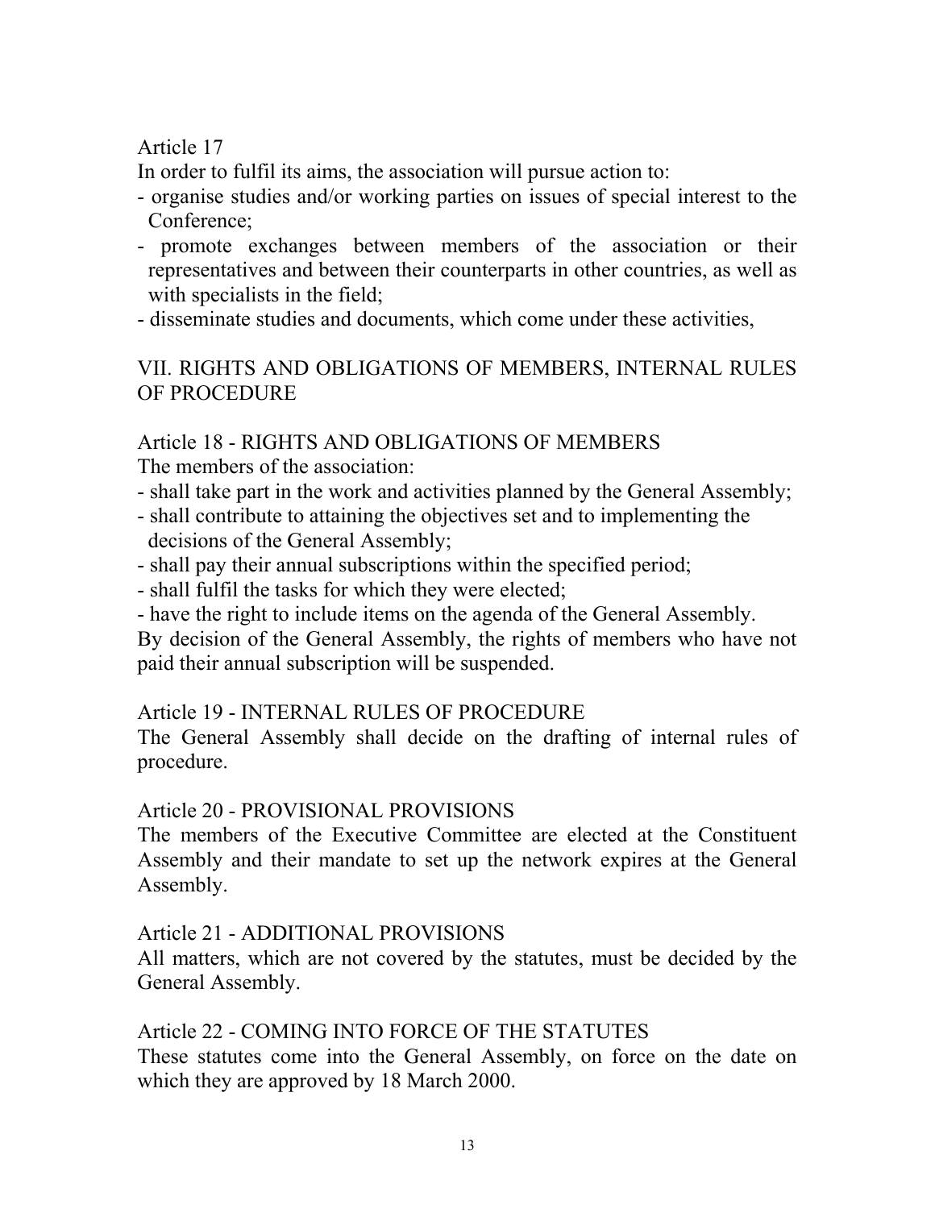Article 17

In order to fulfil its aims, the association will pursue action to:

- organise studies and/or working parties on issues of special interest to the Conference;
- promote exchanges between members of the association or their representatives and between their counterparts in other countries, as well as with specialists in the field;
- disseminate studies and documents, which come under these activities,

## VII. RIGHTS AND OBLIGATIONS OF MEMBERS, INTERNAL RULES OF PROCEDURE

Article 18 - RIGHTS AND OBLIGATIONS OF MEMBERS

The members of the association:

- shall take part in the work and activities planned by the General Assembly;
- shall contribute to attaining the objectives set and to implementing the decisions of the General Assembly;
- shall pay their annual subscriptions within the specified period;
- shall fulfil the tasks for which they were elected;
- have the right to include items on the agenda of the General Assembly.

By decision of the General Assembly, the rights of members who have not paid their annual subscription will be suspended.

Article 19 - INTERNAL RULES OF PROCEDURE

The General Assembly shall decide on the drafting of internal rules of procedure.

Article 20 - PROVISIONAL PROVISIONS

The members of the Executive Committee are elected at the Constituent Assembly and their mandate to set up the network expires at the General Assembly.

Article 21 - ADDITIONAL PROVISIONS

All matters, which are not covered by the statutes, must be decided by the General Assembly.

Article 22 - COMING INTO FORCE OF THE STATUTES

These statutes come into the General Assembly, on force on the date on which they are approved by 18 March 2000.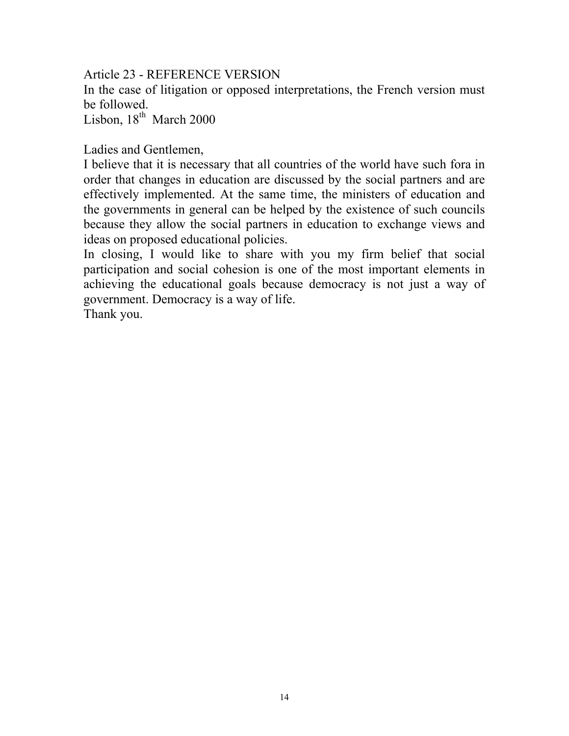Article 23 - REFERENCE VERSION

In the case of litigation or opposed interpretations, the French version must be followed.

Lisbon, 18th March 2000

Ladies and Gentlemen,

I believe that it is necessary that all countries of the world have such fora in order that changes in education are discussed by the social partners and are effectively implemented. At the same time, the ministers of education and the governments in general can be helped by the existence of such councils because they allow the social partners in education to exchange views and ideas on proposed educational policies.

In closing, I would like to share with you my firm belief that social participation and social cohesion is one of the most important elements in achieving the educational goals because democracy is not just a way of government. Democracy is a way of life.

Thank you.